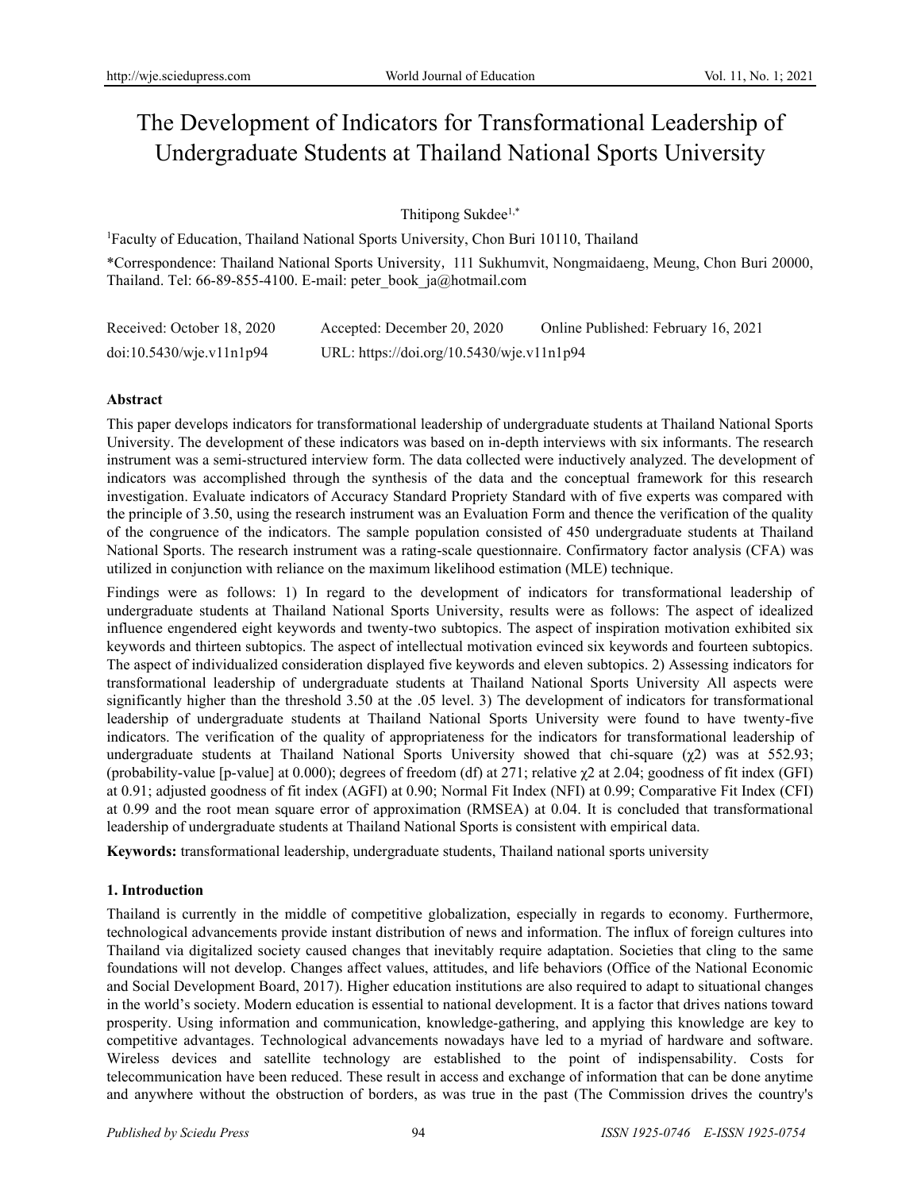# The Development of Indicators for Transformational Leadership of Undergraduate Students at Thailand National Sports University

Thitipong Sukdee[1,*]

[1]Faculty of Education, Thailand National Sports University, Chon Buri 10110, Thailand

*Correspondence: Thailand National Sports University, 111 Sukhumvit, Nongmaidaeng, Meung, Chon Buri 20000, Thailand. Tel: 66-89-855-4100. E-mail: peter_book_ja@hotmail.com

Received: October 18, 2020 Accepted: December 20, 2020 Online Published: February 16, 2021

doi:10.5430/wje.v11n1p94 URL: https://doi.org/10.5430/wje.v11n1p94

**Abstract**

This paper develops indicators for transformational leadership of undergraduate students at Thailand National Sports University. The development of these indicators was based on in-depth interviews with six informants. The research instrument was a semi-structured interview form. The data collected were inductively analyzed. The development of indicators was accomplished through the synthesis of the data and the conceptual framework for this research investigation. Evaluate indicators of Accuracy Standard Propriety Standard with of five experts was compared with the principle of 3.50, using the research instrument was an Evaluation Form and thence the verification of the quality of the congruence of the indicators. The sample population consisted of 450 undergraduate students at Thailand National Sports. The research instrument was a rating-scale questionnaire. Confirmatory factor analysis (CFA) was utilized in conjunction with reliance on the maximum likelihood estimation (MLE) technique.

Findings were as follows: 1) In regard to the development of indicators for transformational leadership of undergraduate students at Thailand National Sports University, results were as follows: The aspect of idealized influence engendered eight keywords and twenty-two subtopics. The aspect of inspiration motivation exhibited six keywords and thirteen subtopics. The aspect of intellectual motivation evinced six keywords and fourteen subtopics. The aspect of individualized consideration displayed five keywords and eleven subtopics. 2) Assessing indicators for transformational leadership of undergraduate students at Thailand National Sports University All aspects were significantly higher than the threshold 3.50 at the .05 level. 3) The development of indicators for transformational leadership of undergraduate students at Thailand National Sports University were found to have twenty-five indicators. The verification of the quality of appropriateness for the indicators for transformational leadership of undergraduate students at Thailand National Sports University showed that chi-square ($\chi^2$) was at 552.93; (probability-value [p-value] at 0.000); degrees of freedom (df) at 271; relative $\chi^2$ at 2.04; goodness of fit index (GFI) at 0.91; adjusted goodness of fit index (AGFI) at 0.90; Normal Fit Index (NFI) at 0.99; Comparative Fit Index (CFI) at 0.99 and the root mean square error of approximation (RMSEA) at 0.04. It is concluded that transformational leadership of undergraduate students at Thailand National Sports is consistent with empirical data.

**Keywords:** transformational leadership, undergraduate students, Thailand national sports university

## 1. Introduction

Thailand is currently in the middle of competitive globalization, especially in regards to economy. Furthermore, technological advancements provide instant distribution of news and information. The influx of foreign cultures into Thailand via digitalized society caused changes that inevitably require adaptation. Societies that cling to the same foundations will not develop. Changes affect values, attitudes, and life behaviors (Office of the National Economic and Social Development Board, 2017). Higher education institutions are also required to adapt to situational changes in the world's society. Modern education is essential to national development. It is a factor that drives nations toward prosperity. Using information and communication, knowledge-gathering, and applying this knowledge are key to competitive advantages. Technological advancements nowadays have led to a myriad of hardware and software. Wireless devices and satellite technology are established to the point of indispensability. Costs for telecommunication have been reduced. These result in access and exchange of information that can be done anytime and anywhere without the obstruction of borders, as was true in the past (The Commission drives the country's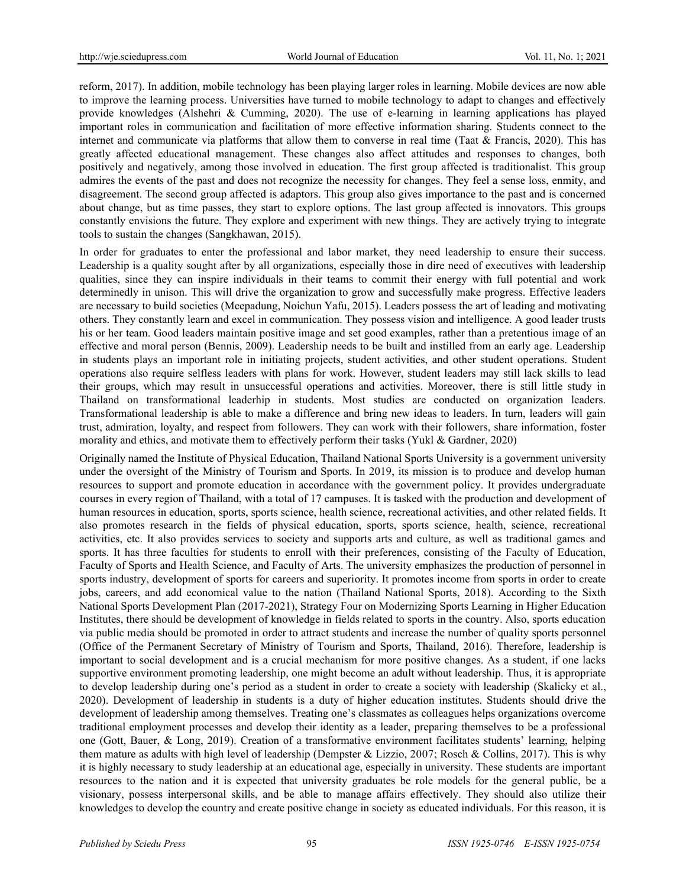reform, 2017). In addition, mobile technology has been playing larger roles in learning. Mobile devices are now able to improve the learning process. Universities have turned to mobile technology to adapt to changes and effectively provide knowledges (Alshehri & Cumming, 2020). The use of e-learning in learning applications has played important roles in communication and facilitation of more effective information sharing. Students connect to the internet and communicate via platforms that allow them to converse in real time (Taat & Francis, 2020). This has greatly affected educational management. These changes also affect attitudes and responses to changes, both positively and negatively, among those involved in education. The first group affected is traditionalist. This group admires the events of the past and does not recognize the necessity for changes. They feel a sense loss, enmity, and disagreement. The second group affected is adaptors. This group also gives importance to the past and is concerned about change, but as time passes, they start to explore options. The last group affected is innovators. This groups constantly envisions the future. They explore and experiment with new things. They are actively trying to integrate tools to sustain the changes (Sangkhawan, 2015).

In order for graduates to enter the professional and labor market, they need leadership to ensure their success. Leadership is a quality sought after by all organizations, especially those in dire need of executives with leadership qualities, since they can inspire individuals in their teams to commit their energy with full potential and work determinedly in unison. This will drive the organization to grow and successfully make progress. Effective leaders are necessary to build societies (Meepadung, Noichun Yafu, 2015). Leaders possess the art of leading and motivating others. They constantly learn and excel in communication. They possess vision and intelligence. A good leader trusts his or her team. Good leaders maintain positive image and set good examples, rather than a pretentious image of an effective and moral person (Bennis, 2009). Leadership needs to be built and instilled from an early age. Leadership in students plays an important role in initiating projects, student activities, and other student operations. Student operations also require selfless leaders with plans for work. However, student leaders may still lack skills to lead their groups, which may result in unsuccessful operations and activities. Moreover, there is still little study in Thailand on transformational leaderhip in students. Most studies are conducted on organization leaders. Transformational leadership is able to make a difference and bring new ideas to leaders. In turn, leaders will gain trust, admiration, loyalty, and respect from followers. They can work with their followers, share information, foster morality and ethics, and motivate them to effectively perform their tasks (Yukl & Gardner, 2020)

Originally named the Institute of Physical Education, Thailand National Sports University is a government university under the oversight of the Ministry of Tourism and Sports. In 2019, its mission is to produce and develop human resources to support and promote education in accordance with the government policy. It provides undergraduate courses in every region of Thailand, with a total of 17 campuses. It is tasked with the production and development of human resources in education, sports, sports science, health science, recreational activities, and other related fields. It also promotes research in the fields of physical education, sports, sports science, health, science, recreational activities, etc. It also provides services to society and supports arts and culture, as well as traditional games and sports. It has three faculties for students to enroll with their preferences, consisting of the Faculty of Education, Faculty of Sports and Health Science, and Faculty of Arts. The university emphasizes the production of personnel in sports industry, development of sports for careers and superiority. It promotes income from sports in order to create jobs, careers, and add economical value to the nation (Thailand National Sports, 2018). According to the Sixth National Sports Development Plan (2017-2021), Strategy Four on Modernizing Sports Learning in Higher Education Institutes, there should be development of knowledge in fields related to sports in the country. Also, sports education via public media should be promoted in order to attract students and increase the number of quality sports personnel (Office of the Permanent Secretary of Ministry of Tourism and Sports, Thailand, 2016). Therefore, leadership is important to social development and is a crucial mechanism for more positive changes. As a student, if one lacks supportive environment promoting leadership, one might become an adult without leadership. Thus, it is appropriate to develop leadership during one's period as a student in order to create a society with leadership (Skalicky et al., 2020). Development of leadership in students is a duty of higher education institutes. Students should drive the development of leadership among themselves. Treating one's classmates as colleagues helps organizations overcome traditional employment processes and develop their identity as a leader, preparing themselves to be a professional one (Gott, Bauer, & Long, 2019). Creation of a transformative environment facilitates students' learning, helping them mature as adults with high level of leadership (Dempster & Lizzio, 2007; Rosch & Collins, 2017). This is why it is highly necessary to study leadership at an educational age, especially in university. These students are important resources to the nation and it is expected that university graduates be role models for the general public, be a visionary, possess interpersonal skills, and be able to manage affairs effectively. They should also utilize their knowledges to develop the country and create positive change in society as educated individuals. For this reason, it is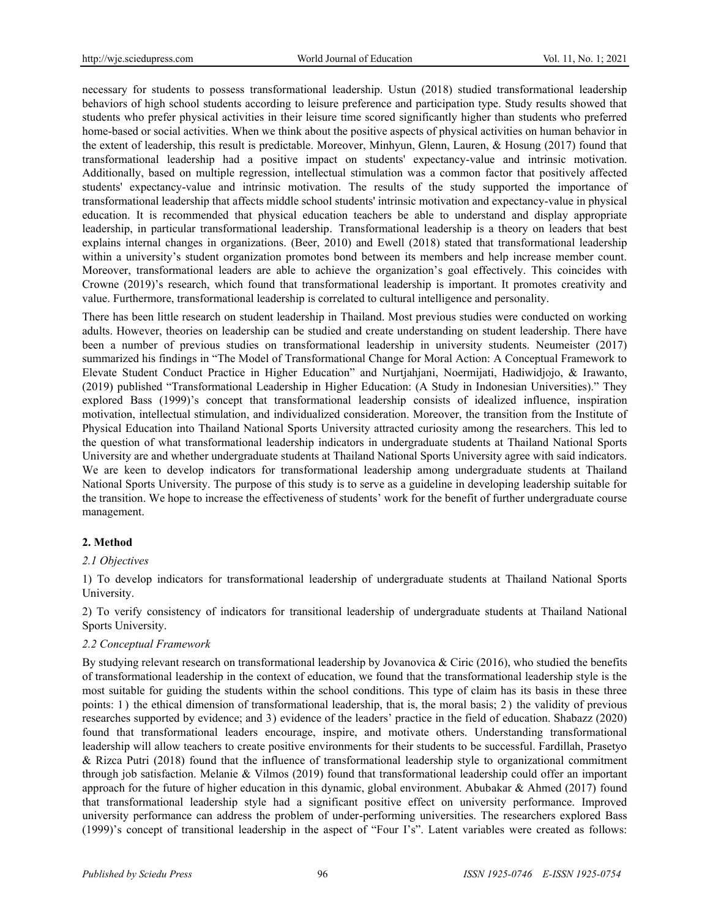necessary for students to possess transformational leadership. Ustun (2018) studied transformational leadership behaviors of high school students according to leisure preference and participation type. Study results showed that students who prefer physical activities in their leisure time scored significantly higher than students who preferred home-based or social activities. When we think about the positive aspects of physical activities on human behavior in the extent of leadership, this result is predictable. Moreover, Minhyun, Glenn, Lauren, & Hosung (2017) found that transformational leadership had a positive impact on students' expectancy-value and intrinsic motivation. Additionally, based on multiple regression, intellectual stimulation was a common factor that positively affected students' expectancy-value and intrinsic motivation. The results of the study supported the importance of transformational leadership that affects middle school students' intrinsic motivation and expectancy-value in physical education. It is recommended that physical education teachers be able to understand and display appropriate leadership, in particular transformational leadership. Transformational leadership is a theory on leaders that best explains internal changes in organizations. (Beer, 2010) and Ewell (2018) stated that transformational leadership within a university's student organization promotes bond between its members and help increase member count. Moreover, transformational leaders are able to achieve the organization's goal effectively. This coincides with Crowne (2019)'s research, which found that transformational leadership is important. It promotes creativity and value. Furthermore, transformational leadership is correlated to cultural intelligence and personality.

There has been little research on student leadership in Thailand. Most previous studies were conducted on working adults. However, theories on leadership can be studied and create understanding on student leadership. There have been a number of previous studies on transformational leadership in university students. Neumeister (2017) summarized his findings in "The Model of Transformational Change for Moral Action: A Conceptual Framework to Elevate Student Conduct Practice in Higher Education" and Nurtjahjani, Noermijati, Hadiwidjojo, & Irawanto, (2019) published "Transformational Leadership in Higher Education: (A Study in Indonesian Universities)." They explored Bass (1999)'s concept that transformational leadership consists of idealized influence, inspiration motivation, intellectual stimulation, and individualized consideration. Moreover, the transition from the Institute of Physical Education into Thailand National Sports University attracted curiosity among the researchers. This led to the question of what transformational leadership indicators in undergraduate students at Thailand National Sports University are and whether undergraduate students at Thailand National Sports University agree with said indicators. We are keen to develop indicators for transformational leadership among undergraduate students at Thailand National Sports University. The purpose of this study is to serve as a guideline in developing leadership suitable for the transition. We hope to increase the effectiveness of students' work for the benefit of further undergraduate course management.

## 2. Method

### *2.1 Objectives*

1) To develop indicators for transformational leadership of undergraduate students at Thailand National Sports University.

2) To verify consistency of indicators for transitional leadership of undergraduate students at Thailand National Sports University.

### *2.2 Conceptual Framework*

By studying relevant research on transformational leadership by Jovanovica & Ciric (2016), who studied the benefits of transformational leadership in the context of education, we found that the transformational leadership style is the most suitable for guiding the students within the school conditions. This type of claim has its basis in these three points: 1) the ethical dimension of transformational leadership, that is, the moral basis; 2) the validity of previous researches supported by evidence; and 3) evidence of the leaders' practice in the field of education. Shabazz (2020) found that transformational leaders encourage, inspire, and motivate others. Understanding transformational leadership will allow teachers to create positive environments for their students to be successful. Fardillah, Prasetyo & Rizca Putri (2018) found that the influence of transformational leadership style to organizational commitment through job satisfaction. Melanie & Vilmos (2019) found that transformational leadership could offer an important approach for the future of higher education in this dynamic, global environment. Abubakar & Ahmed (2017) found that transformational leadership style had a significant positive effect on university performance. Improved university performance can address the problem of under-performing universities. The researchers explored Bass (1999)'s concept of transitional leadership in the aspect of "Four I's". Latent variables were created as follows: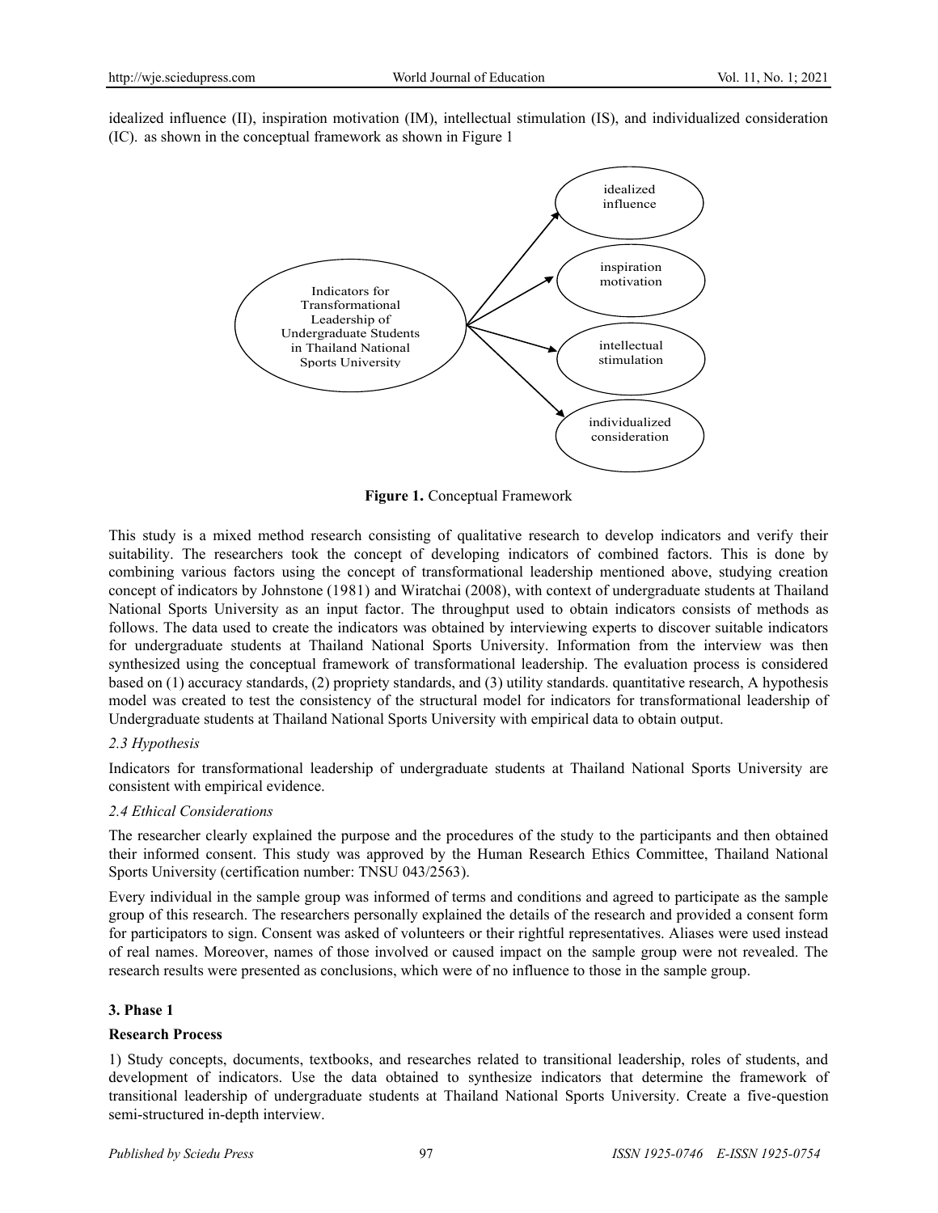idealized influence (II), inspiration motivation (IM), intellectual stimulation (IS), and individualized consideration (IC). as shown in the conceptual framework as shown in Figure 1

**Figure 1.** Conceptual Framework

This study is a mixed method research consisting of qualitative research to develop indicators and verify their suitability. The researchers took the concept of developing indicators of combined factors. This is done by combining various factors using the concept of transformational leadership mentioned above, studying creation concept of indicators by Johnstone (1981) and Wiratchai (2008), with context of undergraduate students at Thailand National Sports University as an input factor. The throughput used to obtain indicators consists of methods as follows. The data used to create the indicators was obtained by interviewing experts to discover suitable indicators for undergraduate students at Thailand National Sports University. Information from the interview was then synthesized using the conceptual framework of transformational leadership. The evaluation process is considered based on (1) accuracy standards, (2) propriety standards, and (3) utility standards. quantitative research, A hypothesis model was created to test the consistency of the structural model for indicators for transformational leadership of Undergraduate students at Thailand National Sports University with empirical data to obtain output.

### *2.3 Hypothesis*

Indicators for transformational leadership of undergraduate students at Thailand National Sports University are consistent with empirical evidence.

### *2.4 Ethical Considerations*

The researcher clearly explained the purpose and the procedures of the study to the participants and then obtained their informed consent. This study was approved by the Human Research Ethics Committee, Thailand National Sports University (certification number: TNSU 043/2563).

Every individual in the sample group was informed of terms and conditions and agreed to participate as the sample group of this research. The researchers personally explained the details of the research and provided a consent form for participators to sign. Consent was asked of volunteers or their rightful representatives. Aliases were used instead of real names. Moreover, names of those involved or caused impact on the sample group were not revealed. The research results were presented as conclusions, which were of no influence to those in the sample group.

## 3. Phase 1

**Research Process**

1) Study concepts, documents, textbooks, and researches related to transitional leadership, roles of students, and development of indicators. Use the data obtained to synthesize indicators that determine the framework of transitional leadership of undergraduate students at Thailand National Sports University. Create a five-question semi-structured in-depth interview.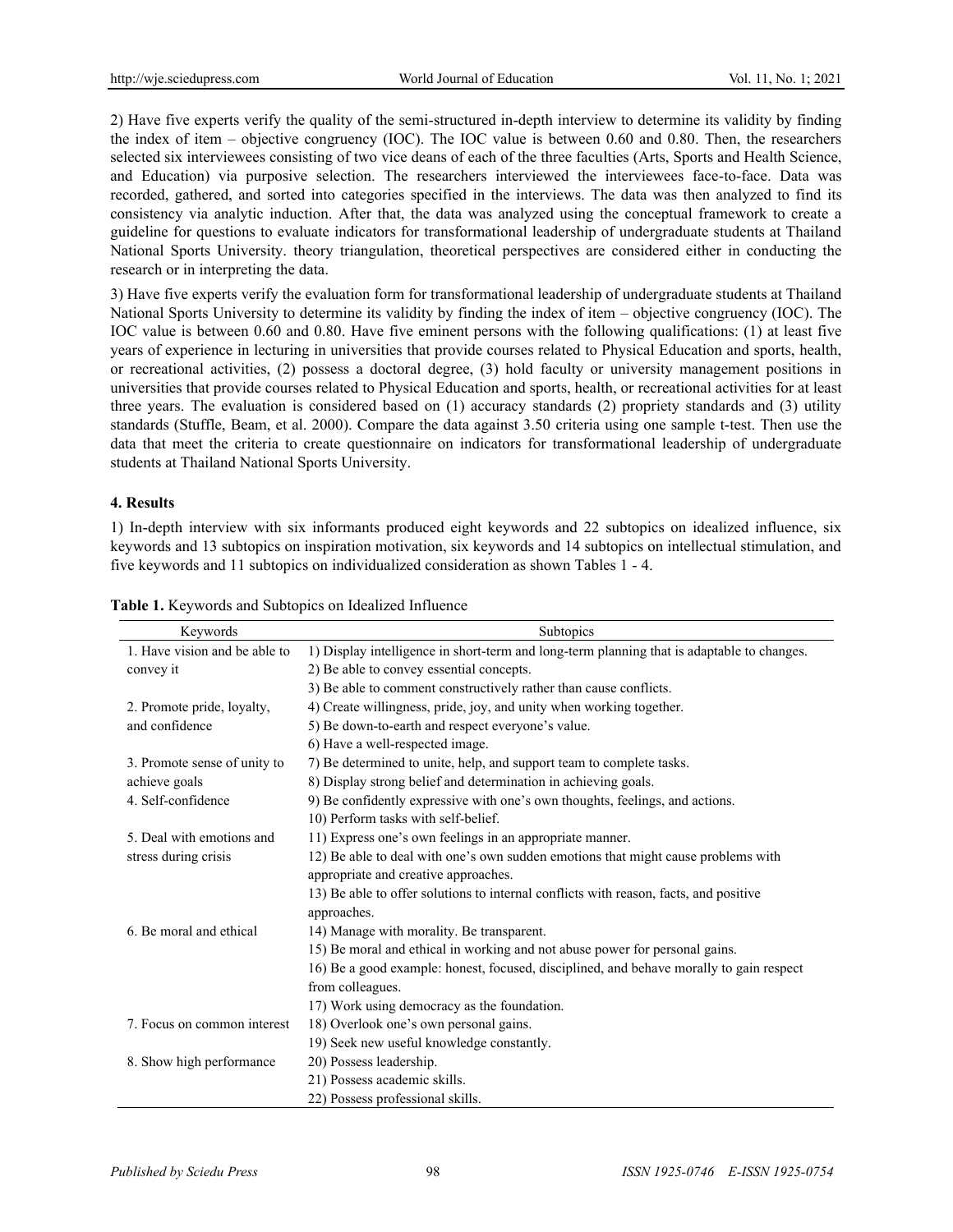2) Have five experts verify the quality of the semi-structured in-depth interview to determine its validity by finding the index of item – objective congruency (IOC). The IOC value is between 0.60 and 0.80. Then, the researchers selected six interviewees consisting of two vice deans of each of the three faculties (Arts, Sports and Health Science, and Education) via purposive selection. The researchers interviewed the interviewees face-to-face. Data was recorded, gathered, and sorted into categories specified in the interviews. The data was then analyzed to find its consistency via analytic induction. After that, the data was analyzed using the conceptual framework to create a guideline for questions to evaluate indicators for transformational leadership of undergraduate students at Thailand National Sports University. theory triangulation, theoretical perspectives are considered either in conducting the research or in interpreting the data.

3) Have five experts verify the evaluation form for transformational leadership of undergraduate students at Thailand National Sports University to determine its validity by finding the index of item – objective congruency (IOC). The IOC value is between 0.60 and 0.80. Have five eminent persons with the following qualifications: (1) at least five years of experience in lecturing in universities that provide courses related to Physical Education and sports, health, or recreational activities, (2) possess a doctoral degree, (3) hold faculty or university management positions in universities that provide courses related to Physical Education and sports, health, or recreational activities for at least three years. The evaluation is considered based on (1) accuracy standards (2) propriety standards and (3) utility standards (Stuffle, Beam, et al. 2000). Compare the data against 3.50 criteria using one sample t-test. Then use the data that meet the criteria to create questionnaire on indicators for transformational leadership of undergraduate students at Thailand National Sports University.

## 4. Results

1) In-depth interview with six informants produced eight keywords and 22 subtopics on idealized influence, six keywords and 13 subtopics on inspiration motivation, six keywords and 14 subtopics on intellectual stimulation, and five keywords and 11 subtopics on individualized consideration as shown Tables 1 - 4.

**Table 1.** Keywords and Subtopics on Idealized Influence

| Keywords | Subtopics |
|---|---|
| 1. Have vision and be able to convey it | 1) Display intelligence in short-term and long-term planning that is adaptable to changes. |
| | 2) Be able to convey essential concepts. |
| | 3) Be able to comment constructively rather than cause conflicts. |
| 2. Promote pride, loyalty, and confidence | 4) Create willingness, pride, joy, and unity when working together. |
| | 5) Be down-to-earth and respect everyone's value. |
| | 6) Have a well-respected image. |
| 3. Promote sense of unity to achieve goals | 7) Be determined to unite, help, and support team to complete tasks. |
| | 8) Display strong belief and determination in achieving goals. |
| 4. Self-confidence | 9) Be confidently expressive with one's own thoughts, feelings, and actions. |
| | 10) Perform tasks with self-belief. |
| 5. Deal with emotions and stress during crisis | 11) Express one's own feelings in an appropriate manner. |
| | 12) Be able to deal with one's own sudden emotions that might cause problems with appropriate and creative approaches. |
| | 13) Be able to offer solutions to internal conflicts with reason, facts, and positive approaches. |
| 6. Be moral and ethical | 14) Manage with morality. Be transparent. |
| | 15) Be moral and ethical in working and not abuse power for personal gains. |
| | 16) Be a good example: honest, focused, disciplined, and behave morally to gain respect from colleagues. |
| | 17) Work using democracy as the foundation. |
| 7. Focus on common interest | 18) Overlook one's own personal gains. |
| | 19) Seek new useful knowledge constantly. |
| 8. Show high performance | 20) Possess leadership. |
| | 21) Possess academic skills. |
| | 22) Possess professional skills. |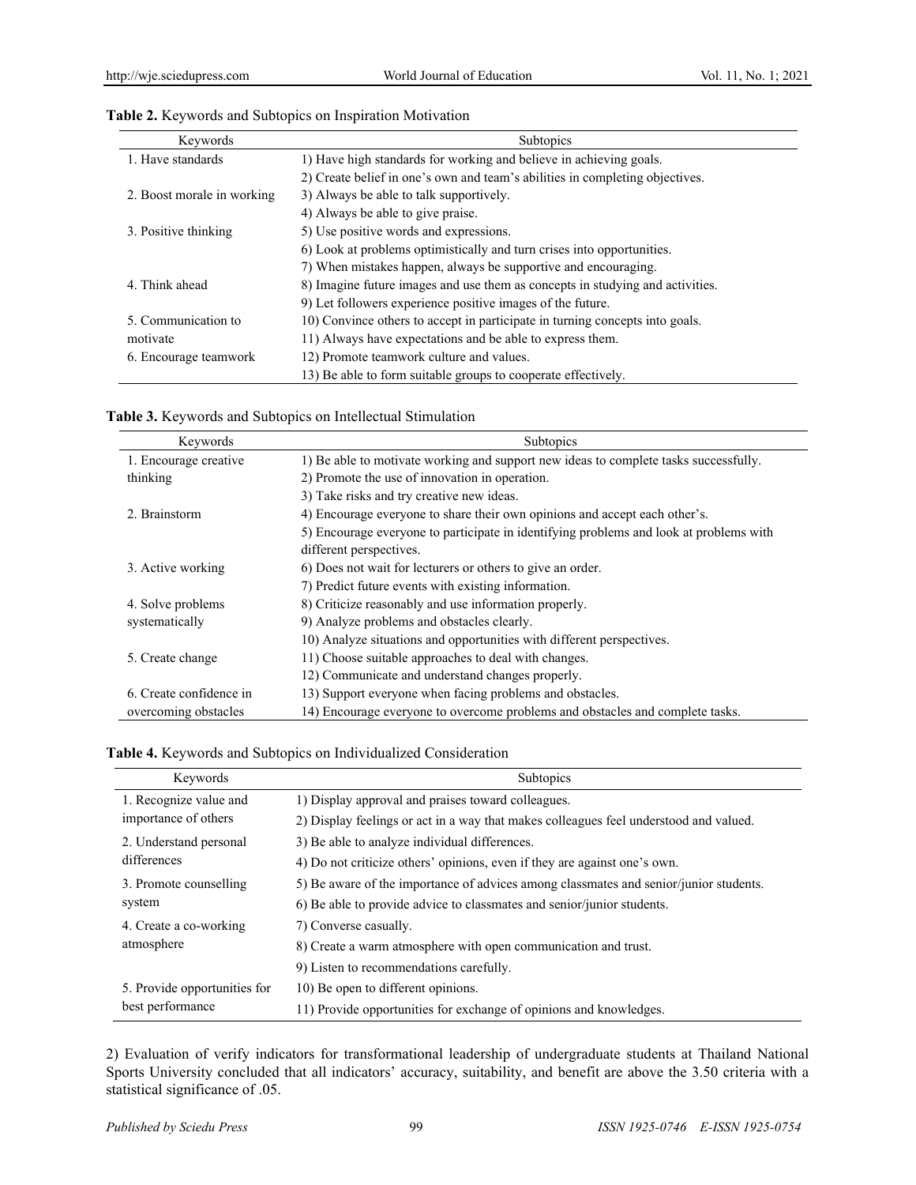**Table 2.** Keywords and Subtopics on Inspiration Motivation

| Keywords | Subtopics |
|---|---|
| 1. Have standards | 1) Have high standards for working and believe in achieving goals. |
| | 2) Create belief in one's own and team's abilities in completing objectives. |
| 2. Boost morale in working | 3) Always be able to talk supportively. |
| | 4) Always be able to give praise. |
| 3. Positive thinking | 5) Use positive words and expressions. |
| | 6) Look at problems optimistically and turn crises into opportunities. |
| | 7) When mistakes happen, always be supportive and encouraging. |
| 4. Think ahead | 8) Imagine future images and use them as concepts in studying and activities. |
| | 9) Let followers experience positive images of the future. |
| 5. Communication to motivate | 10) Convince others to accept in participate in turning concepts into goals. |
| | 11) Always have expectations and be able to express them. |
| 6. Encourage teamwork | 12) Promote teamwork culture and values. |
| | 13) Be able to form suitable groups to cooperate effectively. |

**Table 3.** Keywords and Subtopics on Intellectual Stimulation

| Keywords | Subtopics |
|---|---|
| 1. Encourage creative thinking | 1) Be able to motivate working and support new ideas to complete tasks successfully. |
| | 2) Promote the use of innovation in operation. |
| | 3) Take risks and try creative new ideas. |
| 2. Brainstorm | 4) Encourage everyone to share their own opinions and accept each other's. |
| | 5) Encourage everyone to participate in identifying problems and look at problems with different perspectives. |
| 3. Active working | 6) Does not wait for lecturers or others to give an order. |
| | 7) Predict future events with existing information. |
| 4. Solve problems systematically | 8) Criticize reasonably and use information properly. |
| | 9) Analyze problems and obstacles clearly. |
| | 10) Analyze situations and opportunities with different perspectives. |
| 5. Create change | 11) Choose suitable approaches to deal with changes. |
| | 12) Communicate and understand changes properly. |
| 6. Create confidence in overcoming obstacles | 13) Support everyone when facing problems and obstacles. |
| | 14) Encourage everyone to overcome problems and obstacles and complete tasks. |

**Table 4.** Keywords and Subtopics on Individualized Consideration

| Keywords | Subtopics |
|---|---|
| 1. Recognize value and importance of others | 1) Display approval and praises toward colleagues. |
| | 2) Display feelings or act in a way that makes colleagues feel understood and valued. |
| 2. Understand personal differences | 3) Be able to analyze individual differences. |
| | 4) Do not criticize others' opinions, even if they are against one's own. |
| 3. Promote counselling system | 5) Be aware of the importance of advices among classmates and senior/junior students. |
| | 6) Be able to provide advice to classmates and senior/junior students. |
| 4. Create a co-working atmosphere | 7) Converse casually. |
| | 8) Create a warm atmosphere with open communication and trust. |
| | 9) Listen to recommendations carefully. |
| 5. Provide opportunities for best performance | 10) Be open to different opinions. |
| | 11) Provide opportunities for exchange of opinions and knowledges. |

2) Evaluation of verify indicators for transformational leadership of undergraduate students at Thailand National Sports University concluded that all indicators' accuracy, suitability, and benefit are above the 3.50 criteria with a statistical significance of .05.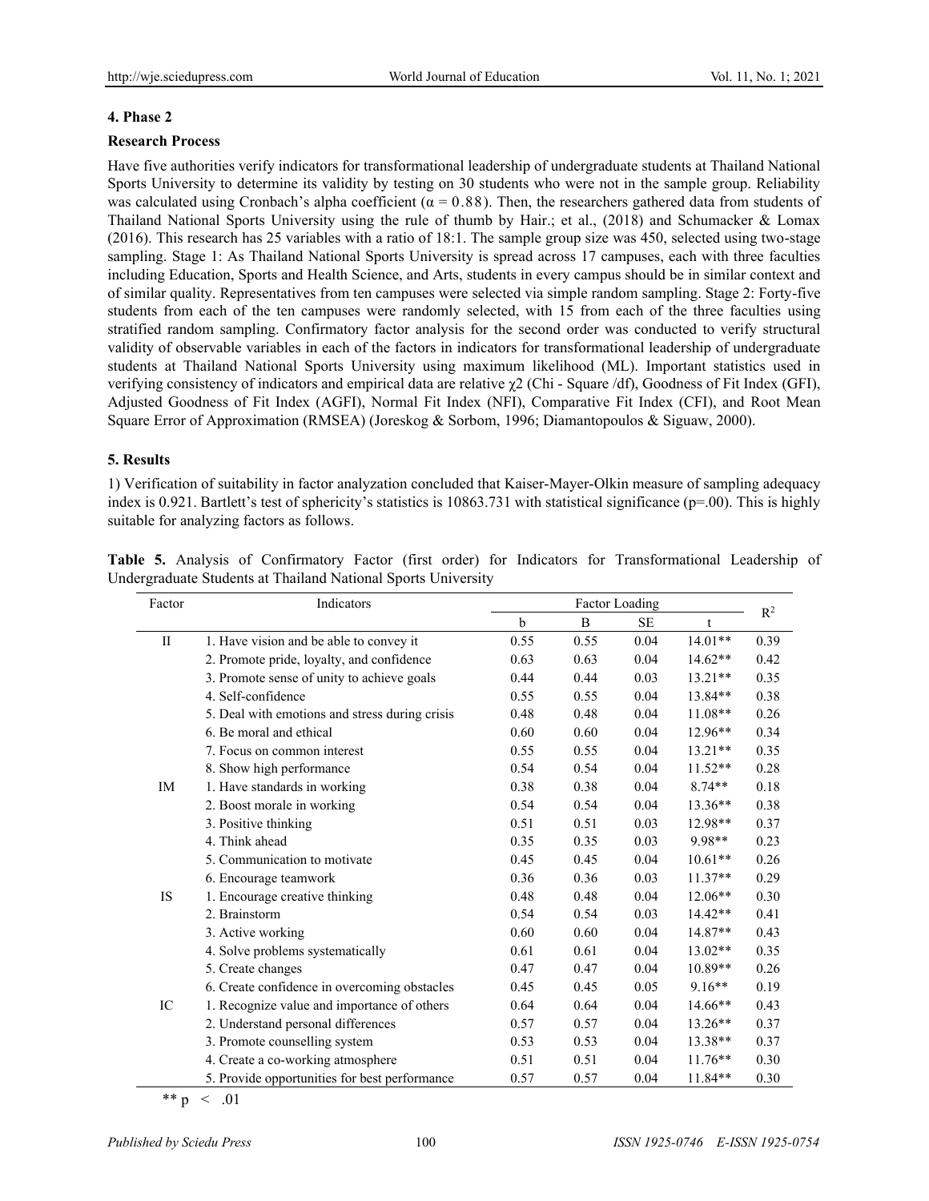## 4. Phase 2

### Research Process

Have five authorities verify indicators for transformational leadership of undergraduate students at Thailand National Sports University to determine its validity by testing on 30 students who were not in the sample group. Reliability was calculated using Cronbach's alpha coefficient ($\alpha = 0.88$). Then, the researchers gathered data from students of Thailand National Sports University using the rule of thumb by Hair.; et al., (2018) and Schumacker & Lomax (2016). This research has 25 variables with a ratio of 18:1. The sample group size was 450, selected using two-stage sampling. Stage 1: As Thailand National Sports University is spread across 17 campuses, each with three faculties including Education, Sports and Health Science, and Arts, students in every campus should be in similar context and of similar quality. Representatives from ten campuses were selected via simple random sampling. Stage 2: Forty-five students from each of the ten campuses were randomly selected, with 15 from each of the three faculties using stratified random sampling. Confirmatory factor analysis for the second order was conducted to verify structural validity of observable variables in each of the factors in indicators for transformational leadership of undergraduate students at Thailand National Sports University using maximum likelihood (ML). Important statistics used in verifying consistency of indicators and empirical data are relative $\chi 2$ (Chi - Square /df), Goodness of Fit Index (GFI), Adjusted Goodness of Fit Index (AGFI), Normal Fit Index (NFI), Comparative Fit Index (CFI), and Root Mean Square Error of Approximation (RMSEA) (Joreskog & Sorbom, 1996; Diamantopoulos & Siguaw, 2000).

## 5. Results

1) Verification of suitability in factor analyzation concluded that Kaiser-Mayer-Olkin measure of sampling adequacy index is 0.921. Bartlett's test of sphericity's statistics is 10863.731 with statistical significance (p=.00). This is highly suitable for analyzing factors as follows.

**Table 5.** Analysis of Confirmatory Factor (first order) for Indicators for Transformational Leadership of Undergraduate Students at Thailand National Sports University

| Factor | Indicators | Factor Loading | | | | $R^2$ |
|---|---|---|---|---|---|---|
| | | b | B | SE | t | |
| II | 1. Have vision and be able to convey it | 0.55 | 0.55 | 0.04 | 14.01** | 0.39 |
| | 2. Promote pride, loyalty, and confidence | 0.63 | 0.63 | 0.04 | 14.62** | 0.42 |
| | 3. Promote sense of unity to achieve goals | 0.44 | 0.44 | 0.03 | 13.21** | 0.35 |
| | 4. Self-confidence | 0.55 | 0.55 | 0.04 | 13.84** | 0.38 |
| | 5. Deal with emotions and stress during crisis | 0.48 | 0.48 | 0.04 | 11.08** | 0.26 |
| | 6. Be moral and ethical | 0.60 | 0.60 | 0.04 | 12.96** | 0.34 |
| | 7. Focus on common interest | 0.55 | 0.55 | 0.04 | 13.21** | 0.35 |
| | 8. Show high performance | 0.54 | 0.54 | 0.04 | 11.52** | 0.28 |
| IM | 1. Have standards in working | 0.38 | 0.38 | 0.04 | 8.74** | 0.18 |
| | 2. Boost morale in working | 0.54 | 0.54 | 0.04 | 13.36** | 0.38 |
| | 3. Positive thinking | 0.51 | 0.51 | 0.03 | 12.98** | 0.37 |
| | 4. Think ahead | 0.35 | 0.35 | 0.03 | 9.98** | 0.23 |
| | 5. Communication to motivate | 0.45 | 0.45 | 0.04 | 10.61** | 0.26 |
| | 6. Encourage teamwork | 0.36 | 0.36 | 0.03 | 11.37** | 0.29 |
| IS | 1. Encourage creative thinking | 0.48 | 0.48 | 0.04 | 12.06** | 0.30 |
| | 2. Brainstorm | 0.54 | 0.54 | 0.03 | 14.42** | 0.41 |
| | 3. Active working | 0.60 | 0.60 | 0.04 | 14.87** | 0.43 |
| | 4. Solve problems systematically | 0.61 | 0.61 | 0.04 | 13.02** | 0.35 |
| | 5. Create changes | 0.47 | 0.47 | 0.04 | 10.89** | 0.26 |
| | 6. Create confidence in overcoming obstacles | 0.45 | 0.45 | 0.05 | 9.16** | 0.19 |
| IC | 1. Recognize value and importance of others | 0.64 | 0.64 | 0.04 | 14.66** | 0.43 |
| | 2. Understand personal differences | 0.57 | 0.57 | 0.04 | 13.26** | 0.37 |
| | 3. Promote counselling system | 0.53 | 0.53 | 0.04 | 13.38** | 0.37 |
| | 4. Create a co-working atmosphere | 0.51 | 0.51 | 0.04 | 11.76** | 0.30 |
| | 5. Provide opportunities for best performance | 0.57 | 0.57 | 0.04 | 11.84** | 0.30 |

** $p < .01$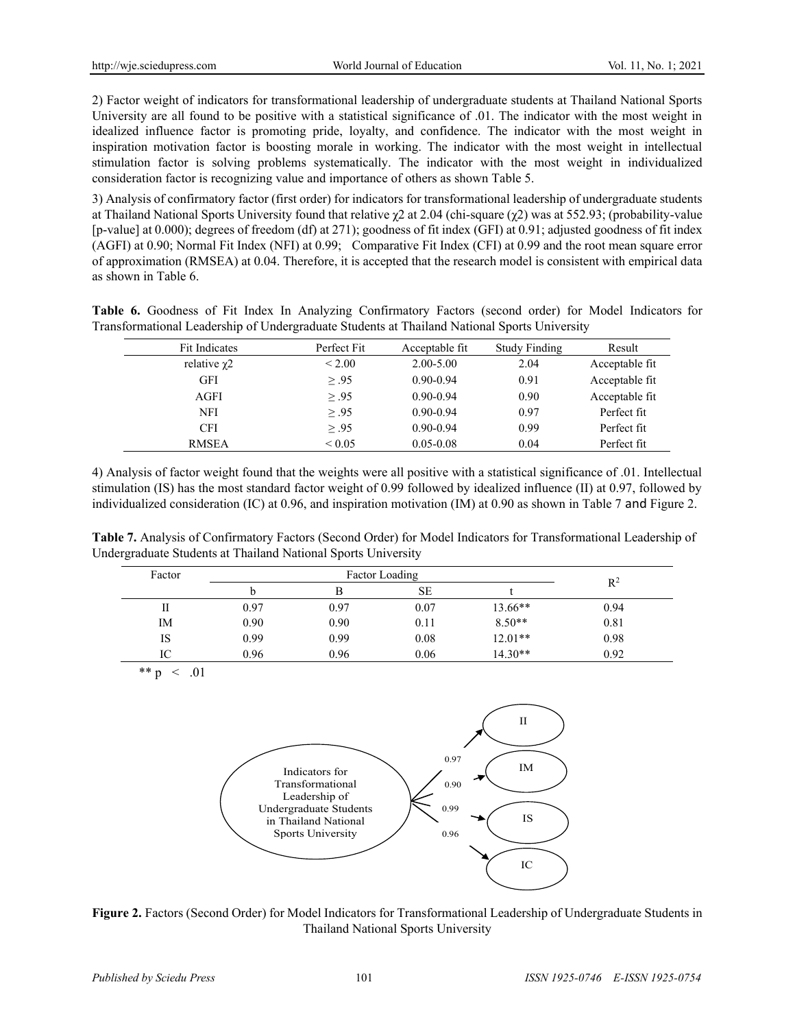2) Factor weight of indicators for transformational leadership of undergraduate students at Thailand National Sports University are all found to be positive with a statistical significance of .01. The indicator with the most weight in idealized influence factor is promoting pride, loyalty, and confidence. The indicator with the most weight in inspiration motivation factor is boosting morale in working. The indicator with the most weight in intellectual stimulation factor is solving problems systematically. The indicator with the most weight in individualized consideration factor is recognizing value and importance of others as shown Table 5.

3) Analysis of confirmatory factor (first order) for indicators for transformational leadership of undergraduate students at Thailand National Sports University found that relative $\chi2$ at 2.04 (chi-square ($\chi2$) was at 552.93; (probability-value [p-value] at 0.000); degrees of freedom (df) at 271); goodness of fit index (GFI) at 0.91; adjusted goodness of fit index (AGFI) at 0.90; Normal Fit Index (NFI) at 0.99; Comparative Fit Index (CFI) at 0.99 and the root mean square error of approximation (RMSEA) at 0.04. Therefore, it is accepted that the research model is consistent with empirical data as shown in Table 6.

**Table 6.** Goodness of Fit Index In Analyzing Confirmatory Factors (second order) for Model Indicators for Transformational Leadership of Undergraduate Students at Thailand National Sports University

| Fit Indicates | Perfect Fit | Acceptable fit | Study Finding | Result |
|---|---|---|---|---|
| relative $\chi2$ | < 2.00 | 2.00-5.00 | 2.04 | Acceptable fit |
| GFI | ≥ .95 | 0.90-0.94 | 0.91 | Acceptable fit |
| AGFI | ≥ .95 | 0.90-0.94 | 0.90 | Acceptable fit |
| NFI | ≥ .95 | 0.90-0.94 | 0.97 | Perfect fit |
| CFI | ≥ .95 | 0.90-0.94 | 0.99 | Perfect fit |
| RMSEA | < 0.05 | 0.05-0.08 | 0.04 | Perfect fit |

4) Analysis of factor weight found that the weights were all positive with a statistical significance of .01. Intellectual stimulation (IS) has the most standard factor weight of 0.99 followed by idealized influence (II) at 0.97, followed by individualized consideration (IC) at 0.96, and inspiration motivation (IM) at 0.90 as shown in Table 7 and Figure 2.

**Table 7.** Analysis of Confirmatory Factors (Second Order) for Model Indicators for Transformational Leadership of Undergraduate Students at Thailand National Sports University

| Factor | Factor Loading | | | | $R^2$ |
|---|---|---|---|---|---|
| | b | B | SE | t | |
| II | 0.97 | 0.97 | 0.07 | 13.66** | 0.94 |
| IM | 0.90 | 0.90 | 0.11 | 8.50** | 0.81 |
| IS | 0.99 | 0.99 | 0.08 | 12.01** | 0.98 |
| IC | 0.96 | 0.96 | 0.06 | 14.30** | 0.92 |

** $p < .01$

**Figure 2.** Factors (Second Order) for Model Indicators for Transformational Leadership of Undergraduate Students in Thailand National Sports University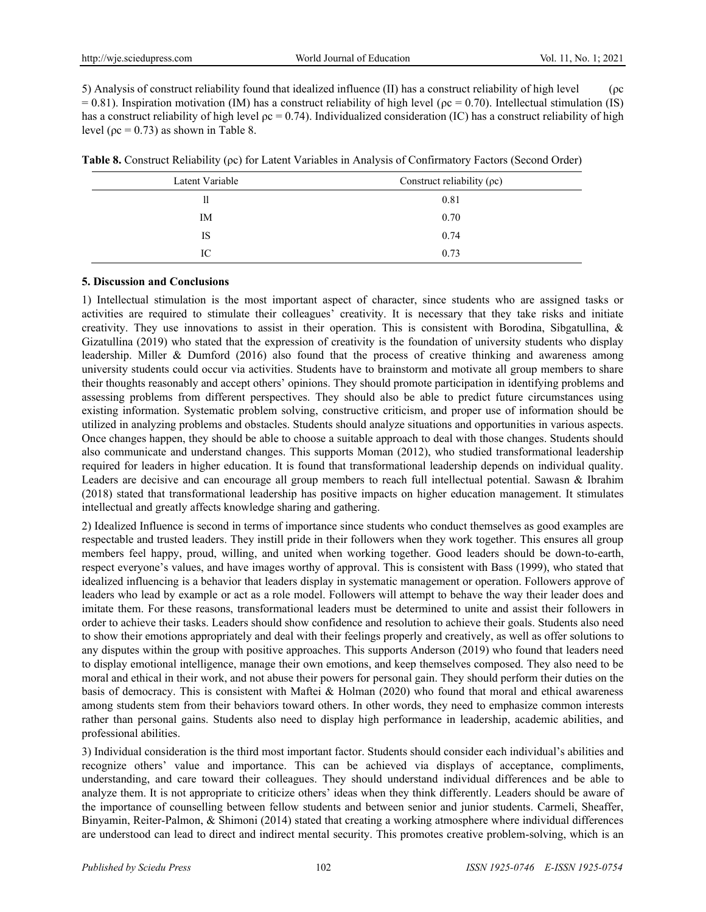5) Analysis of construct reliability found that idealized influence (II) has a construct reliability of high level (ρc = 0.81). Inspiration motivation (IM) has a construct reliability of high level (ρc = 0.70). Intellectual stimulation (IS) has a construct reliability of high level ρc = 0.74). Individualized consideration (IC) has a construct reliability of high level (ρc = 0.73) as shown in Table 8.

**Table 8.** Construct Reliability (ρc) for Latent Variables in Analysis of Confirmatory Factors (Second Order)

| Latent Variable | Construct reliability (ρc) |
|---|---|
| ll | 0.81 |
| IM | 0.70 |
| IS | 0.74 |
| IC | 0.73 |

## 5. Discussion and Conclusions

1) Intellectual stimulation is the most important aspect of character, since students who are assigned tasks or activities are required to stimulate their colleagues' creativity. It is necessary that they take risks and initiate creativity. They use innovations to assist in their operation. This is consistent with Borodina, Sibgatullina, & Gizatullina (2019) who stated that the expression of creativity is the foundation of university students who display leadership. Miller & Dumford (2016) also found that the process of creative thinking and awareness among university students could occur via activities. Students have to brainstorm and motivate all group members to share their thoughts reasonably and accept others' opinions. They should promote participation in identifying problems and assessing problems from different perspectives. They should also be able to predict future circumstances using existing information. Systematic problem solving, constructive criticism, and proper use of information should be utilized in analyzing problems and obstacles. Students should analyze situations and opportunities in various aspects. Once changes happen, they should be able to choose a suitable approach to deal with those changes. Students should also communicate and understand changes. This supports Moman (2012), who studied transformational leadership required for leaders in higher education. It is found that transformational leadership depends on individual quality. Leaders are decisive and can encourage all group members to reach full intellectual potential. Sawasn & Ibrahim (2018) stated that transformational leadership has positive impacts on higher education management. It stimulates intellectual and greatly affects knowledge sharing and gathering.

2) Idealized Influence is second in terms of importance since students who conduct themselves as good examples are respectable and trusted leaders. They instill pride in their followers when they work together. This ensures all group members feel happy, proud, willing, and united when working together. Good leaders should be down-to-earth, respect everyone's values, and have images worthy of approval. This is consistent with Bass (1999), who stated that idealized influencing is a behavior that leaders display in systematic management or operation. Followers approve of leaders who lead by example or act as a role model. Followers will attempt to behave the way their leader does and imitate them. For these reasons, transformational leaders must be determined to unite and assist their followers in order to achieve their tasks. Leaders should show confidence and resolution to achieve their goals. Students also need to show their emotions appropriately and deal with their feelings properly and creatively, as well as offer solutions to any disputes within the group with positive approaches. This supports Anderson (2019) who found that leaders need to display emotional intelligence, manage their own emotions, and keep themselves composed. They also need to be moral and ethical in their work, and not abuse their powers for personal gain. They should perform their duties on the basis of democracy. This is consistent with Maftei & Holman (2020) who found that moral and ethical awareness among students stem from their behaviors toward others. In other words, they need to emphasize common interests rather than personal gains. Students also need to display high performance in leadership, academic abilities, and professional abilities.

3) Individual consideration is the third most important factor. Students should consider each individual's abilities and recognize others' value and importance. This can be achieved via displays of acceptance, compliments, understanding, and care toward their colleagues. They should understand individual differences and be able to analyze them. It is not appropriate to criticize others' ideas when they think differently. Leaders should be aware of the importance of counselling between fellow students and between senior and junior students. Carmeli, Sheaffer, Binyamin, Reiter-Palmon, & Shimoni (2014) stated that creating a working atmosphere where individual differences are understood can lead to direct and indirect mental security. This promotes creative problem-solving, which is an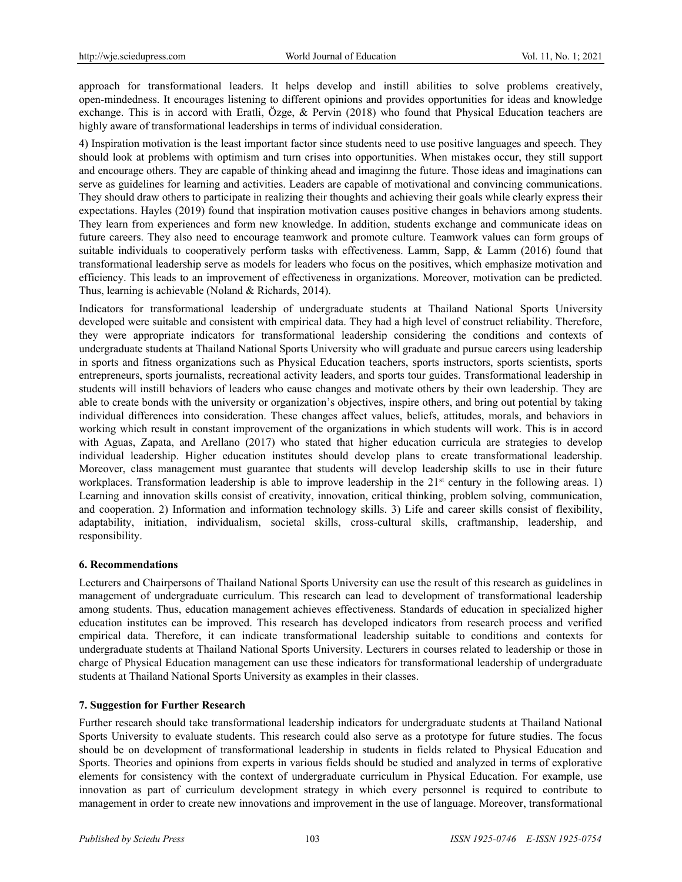approach for transformational leaders. It helps develop and instill abilities to solve problems creatively, open-mindedness. It encourages listening to different opinions and provides opportunities for ideas and knowledge exchange. This is in accord with Eratli, Özge, & Pervin (2018) who found that Physical Education teachers are highly aware of transformational leaderships in terms of individual consideration.

4) Inspiration motivation is the least important factor since students need to use positive languages and speech. They should look at problems with optimism and turn crises into opportunities. When mistakes occur, they still support and encourage others. They are capable of thinking ahead and imaginng the future. Those ideas and imaginations can serve as guidelines for learning and activities. Leaders are capable of motivational and convincing communications. They should draw others to participate in realizing their thoughts and achieving their goals while clearly express their expectations. Hayles (2019) found that inspiration motivation causes positive changes in behaviors among students. They learn from experiences and form new knowledge. In addition, students exchange and communicate ideas on future careers. They also need to encourage teamwork and promote culture. Teamwork values can form groups of suitable individuals to cooperatively perform tasks with effectiveness. Lamm, Sapp, & Lamm (2016) found that transformational leadership serve as models for leaders who focus on the positives, which emphasize motivation and efficiency. This leads to an improvement of effectiveness in organizations. Moreover, motivation can be predicted. Thus, learning is achievable (Noland & Richards, 2014).

Indicators for transformational leadership of undergraduate students at Thailand National Sports University developed were suitable and consistent with empirical data. They had a high level of construct reliability. Therefore, they were appropriate indicators for transformational leadership considering the conditions and contexts of undergraduate students at Thailand National Sports University who will graduate and pursue careers using leadership in sports and fitness organizations such as Physical Education teachers, sports instructors, sports scientists, sports entrepreneurs, sports journalists, recreational activity leaders, and sports tour guides. Transformational leadership in students will instill behaviors of leaders who cause changes and motivate others by their own leadership. They are able to create bonds with the university or organization's objectives, inspire others, and bring out potential by taking individual differences into consideration. These changes affect values, beliefs, attitudes, morals, and behaviors in working which result in constant improvement of the organizations in which students will work. This is in accord with Aguas, Zapata, and Arellano (2017) who stated that higher education curricula are strategies to develop individual leadership. Higher education institutes should develop plans to create transformational leadership. Moreover, class management must guarantee that students will develop leadership skills to use in their future workplaces. Transformation leadership is able to improve leadership in the 21st century in the following areas. 1) Learning and innovation skills consist of creativity, innovation, critical thinking, problem solving, communication, and cooperation. 2) Information and information technology skills. 3) Life and career skills consist of flexibility, adaptability, initiation, individualism, societal skills, cross-cultural skills, craftmanship, leadership, and responsibility.

## 6. Recommendations

Lecturers and Chairpersons of Thailand National Sports University can use the result of this research as guidelines in management of undergraduate curriculum. This research can lead to development of transformational leadership among students. Thus, education management achieves effectiveness. Standards of education in specialized higher education institutes can be improved. This research has developed indicators from research process and verified empirical data. Therefore, it can indicate transformational leadership suitable to conditions and contexts for undergraduate students at Thailand National Sports University. Lecturers in courses related to leadership or those in charge of Physical Education management can use these indicators for transformational leadership of undergraduate students at Thailand National Sports University as examples in their classes.

## 7. Suggestion for Further Research

Further research should take transformational leadership indicators for undergraduate students at Thailand National Sports University to evaluate students. This research could also serve as a prototype for future studies. The focus should be on development of transformational leadership in students in fields related to Physical Education and Sports. Theories and opinions from experts in various fields should be studied and analyzed in terms of explorative elements for consistency with the context of undergraduate curriculum in Physical Education. For example, use innovation as part of curriculum development strategy in which every personnel is required to contribute to management in order to create new innovations and improvement in the use of language. Moreover, transformational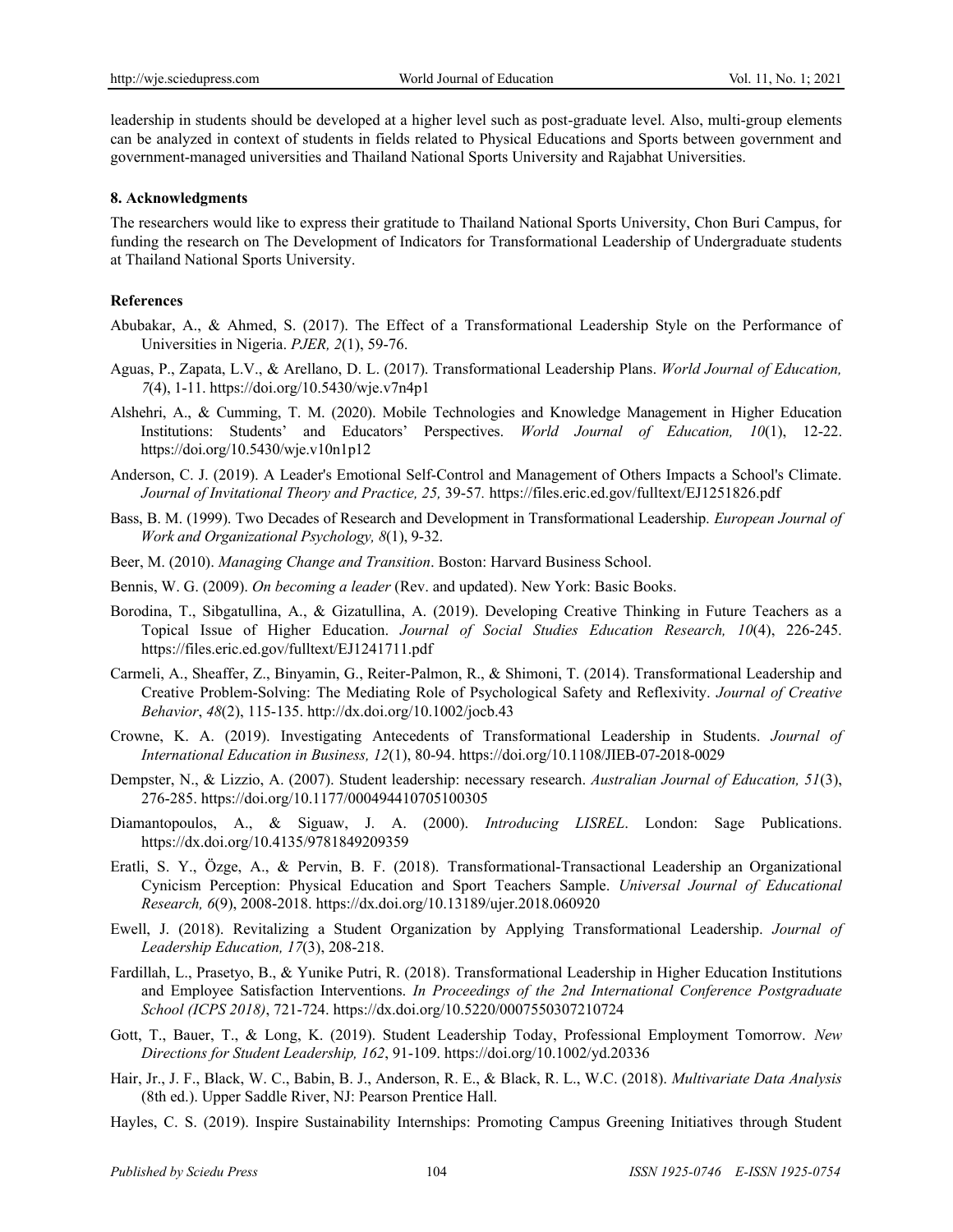leadership in students should be developed at a higher level such as post-graduate level. Also, multi-group elements can be analyzed in context of students in fields related to Physical Educations and Sports between government and government-managed universities and Thailand National Sports University and Rajabhat Universities.

## 8. Acknowledgments

The researchers would like to express their gratitude to Thailand National Sports University, Chon Buri Campus, for funding the research on The Development of Indicators for Transformational Leadership of Undergraduate students at Thailand National Sports University.

## References

Abubakar, A., & Ahmed, S. (2017). The Effect of a Transformational Leadership Style on the Performance of Universities in Nigeria. *PJER, 2*(1), 59-76.

Aguas, P., Zapata, L.V., & Arellano, D. L. (2017). Transformational Leadership Plans. *World Journal of Education, 7*(4), 1-11. https://doi.org/10.5430/wje.v7n4p1

Alshehri, A., & Cumming, T. M. (2020). Mobile Technologies and Knowledge Management in Higher Education Institutions: Students' and Educators' Perspectives. *World Journal of Education, 10*(1), 12-22. https://doi.org/10.5430/wje.v10n1p12

Anderson, C. J. (2019). A Leader's Emotional Self-Control and Management of Others Impacts a School's Climate. *Journal of Invitational Theory and Practice, 25,* 39-57. https://files.eric.ed.gov/fulltext/EJ1251826.pdf

Bass, B. M. (1999). Two Decades of Research and Development in Transformational Leadership. *European Journal of Work and Organizational Psychology, 8*(1), 9-32.

Beer, M. (2010). *Managing Change and Transition*. Boston: Harvard Business School.

Bennis, W. G. (2009). *On becoming a leader* (Rev. and updated). New York: Basic Books.

Borodina, T., Sibgatullina, A., & Gizatullina, A. (2019). Developing Creative Thinking in Future Teachers as a Topical Issue of Higher Education. *Journal of Social Studies Education Research, 10*(4), 226-245. https://files.eric.ed.gov/fulltext/EJ1241711.pdf

Carmeli, A., Sheaffer, Z., Binyamin, G., Reiter-Palmon, R., & Shimoni, T. (2014). Transformational Leadership and Creative Problem-Solving: The Mediating Role of Psychological Safety and Reflexivity. *Journal of Creative Behavior*, *48*(2), 115-135. http://dx.doi.org/10.1002/jocb.43

Crowne, K. A. (2019). Investigating Antecedents of Transformational Leadership in Students. *Journal of International Education in Business, 12*(1), 80-94. https://doi.org/10.1108/JIEB-07-2018-0029

Dempster, N., & Lizzio, A. (2007). Student leadership: necessary research. *Australian Journal of Education, 51*(3), 276-285. https://doi.org/10.1177/000494410705100305

Diamantopoulos, A., & Siguaw, J. A. (2000). *Introducing LISREL*. London: Sage Publications. https://dx.doi.org/10.4135/9781849209359

Eratli, S. Y., Özge, A., & Pervin, B. F. (2018). Transformational-Transactional Leadership an Organizational Cynicism Perception: Physical Education and Sport Teachers Sample. *Universal Journal of Educational Research, 6*(9), 2008-2018. https://dx.doi.org/10.13189/ujer.2018.060920

Ewell, J. (2018). Revitalizing a Student Organization by Applying Transformational Leadership. *Journal of Leadership Education, 17*(3), 208-218.

Fardillah, L., Prasetyo, B., & Yunike Putri, R. (2018). Transformational Leadership in Higher Education Institutions and Employee Satisfaction Interventions. *In Proceedings of the 2nd International Conference Postgraduate School (ICPS 2018)*, 721-724. https://dx.doi.org/10.5220/0007550307210724

Gott, T., Bauer, T., & Long, K. (2019). Student Leadership Today, Professional Employment Tomorrow. *New Directions for Student Leadership, 162*, 91-109. https://doi.org/10.1002/yd.20336

Hair, Jr., J. F., Black, W. C., Babin, B. J., Anderson, R. E., & Black, R. L., W.C. (2018). *Multivariate Data Analysis* (8th ed.). Upper Saddle River, NJ: Pearson Prentice Hall.

Hayles, C. S. (2019). Inspire Sustainability Internships: Promoting Campus Greening Initiatives through Student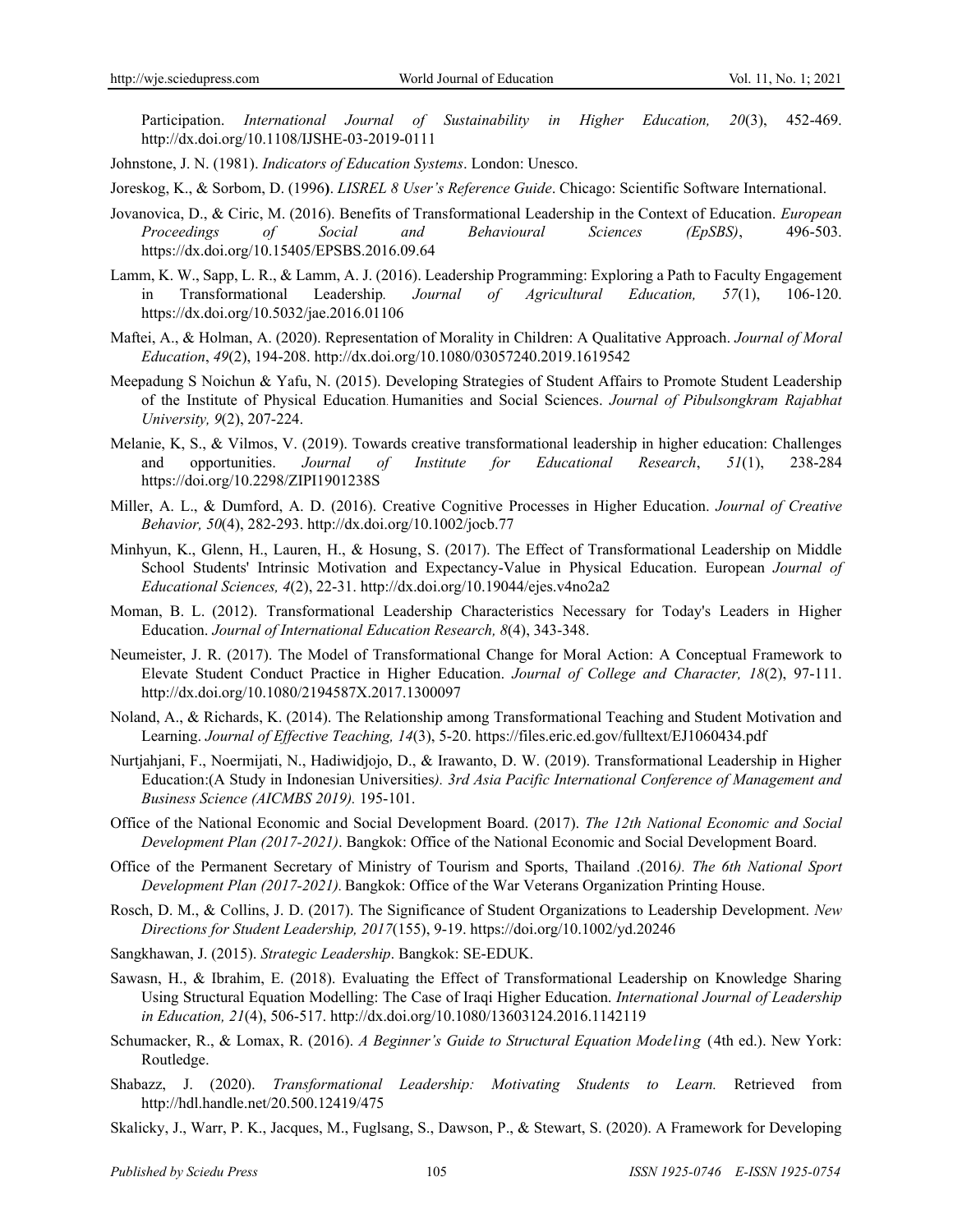Participation. *International Journal of Sustainability in Higher Education, 20*(3), 452-469. http://dx.doi.org/10.1108/IJSHE-03-2019-0111

Johnstone, J. N. (1981). *Indicators of Education Systems*. London: Unesco.

Joreskog, K., & Sorbom, D. (1996). *LISREL 8 User's Reference Guide*. Chicago: Scientific Software International.

Jovanovica, D., & Ciric, M. (2016). Benefits of Transformational Leadership in the Context of Education. *European Proceedings of Social and Behavioural Sciences (EpSBS)*, 496-503. https://dx.doi.org/10.15405/EPSBS.2016.09.64

Lamm, K. W., Sapp, L. R., & Lamm, A. J. (2016). Leadership Programming: Exploring a Path to Faculty Engagement in Transformational Leadership. *Journal of Agricultural Education, 57*(1), 106-120. https://dx.doi.org/10.5032/jae.2016.01106

Maftei, A., & Holman, A. (2020). Representation of Morality in Children: A Qualitative Approach. *Journal of Moral Education*, *49*(2), 194-208. http://dx.doi.org/10.1080/03057240.2019.1619542

Meepadung S Noichun & Yafu, N. (2015). Developing Strategies of Student Affairs to Promote Student Leadership of the Institute of Physical Education. Humanities and Social Sciences. *Journal of Pibulsongkram Rajabhat University, 9*(2), 207-224.

Melanie, K, S., & Vilmos, V. (2019). Towards creative transformational leadership in higher education: Challenges and opportunities. *Journal of Institute for Educational Research*, *51*(1), 238-284 https://doi.org/10.2298/ZIPI1901238S

Miller, A. L., & Dumford, A. D. (2016). Creative Cognitive Processes in Higher Education. *Journal of Creative Behavior, 50*(4), 282-293. http://dx.doi.org/10.1002/jocb.77

Minhyun, K., Glenn, H., Lauren, H., & Hosung, S. (2017). The Effect of Transformational Leadership on Middle School Students' Intrinsic Motivation and Expectancy-Value in Physical Education. European *Journal of Educational Sciences, 4*(2), 22-31. http://dx.doi.org/10.19044/ejes.v4no2a2

Moman, B. L. (2012). Transformational Leadership Characteristics Necessary for Today's Leaders in Higher Education. *Journal of International Education Research, 8*(4), 343-348.

Neumeister, J. R. (2017). The Model of Transformational Change for Moral Action: A Conceptual Framework to Elevate Student Conduct Practice in Higher Education. *Journal of College and Character, 18*(2), 97-111. http://dx.doi.org/10.1080/2194587X.2017.1300097

Noland, A., & Richards, K. (2014). The Relationship among Transformational Teaching and Student Motivation and Learning. *Journal of Effective Teaching, 14*(3), 5-20. https://files.eric.ed.gov/fulltext/EJ1060434.pdf

Nurtjahjani, F., Noermijati, N., Hadiwidjojo, D., & Irawanto, D. W. (2019). Transformational Leadership in Higher Education:(A Study in Indonesian Universities*). 3rd Asia Pacific International Conference of Management and Business Science (AICMBS 2019).* 195-101.

Office of the National Economic and Social Development Board. (2017). *The 12th National Economic and Social Development Plan (2017-2021)*. Bangkok: Office of the National Economic and Social Development Board.

Office of the Permanent Secretary of Ministry of Tourism and Sports, Thailand .(2016*). The 6th National Sport Development Plan (2017-2021).* Bangkok: Office of the War Veterans Organization Printing House.

Rosch, D. M., & Collins, J. D. (2017). The Significance of Student Organizations to Leadership Development. *New Directions for Student Leadership, 2017*(155), 9-19. https://doi.org/10.1002/yd.20246

Sangkhawan, J. (2015). *Strategic Leadership*. Bangkok: SE-EDUK.

Sawasn, H., & Ibrahim, E. (2018). Evaluating the Effect of Transformational Leadership on Knowledge Sharing Using Structural Equation Modelling: The Case of Iraqi Higher Education. *International Journal of Leadership in Education, 21*(4), 506-517. http://dx.doi.org/10.1080/13603124.2016.1142119

Schumacker, R., & Lomax, R. (2016). *A Beginner's Guide to Structural Equation Modeling* (4th ed.). New York: Routledge.

Shabazz, J. (2020). *Transformational Leadership: Motivating Students to Learn.* Retrieved from http://hdl.handle.net/20.500.12419/475

Skalicky, J., Warr, P. K., Jacques, M., Fuglsang, S., Dawson, P., & Stewart, S. (2020). A Framework for Developing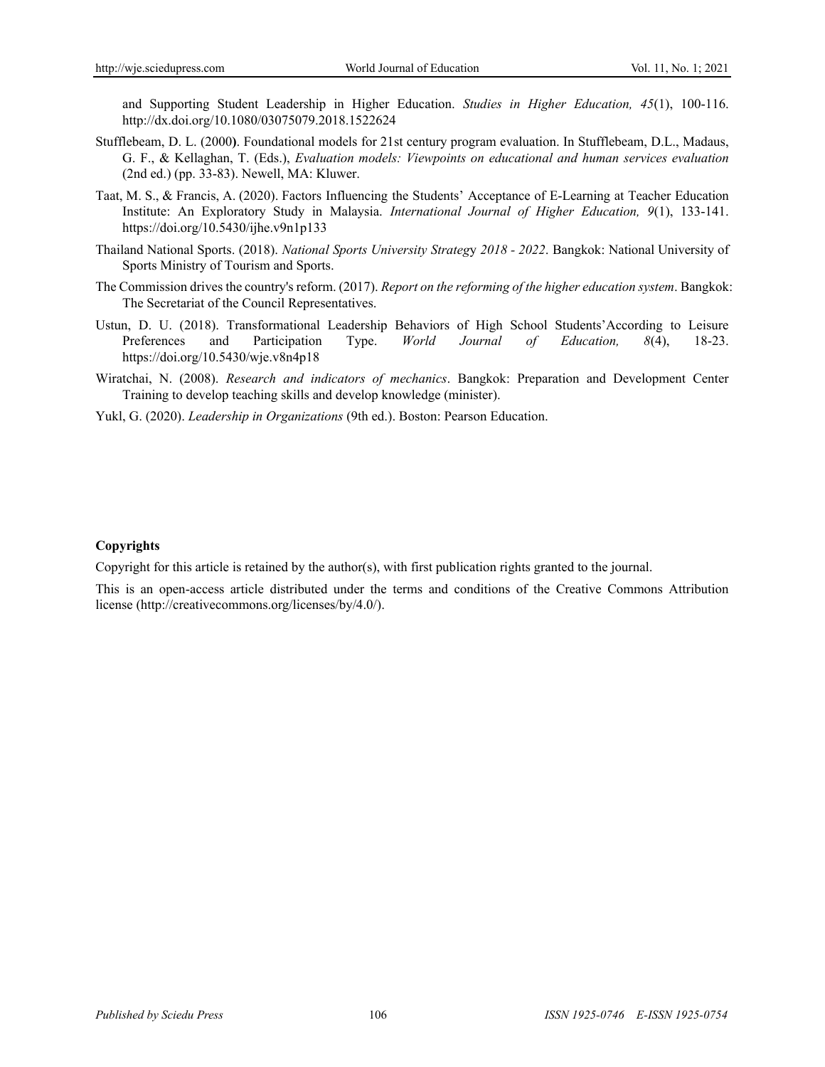and Supporting Student Leadership in Higher Education. *Studies in Higher Education, 45*(1), 100-116. http://dx.doi.org/10.1080/03075079.2018.1522624

Stufflebeam, D. L. (2000**)**. Foundational models for 21st century program evaluation. In Stufflebeam, D.L., Madaus, G. F., & Kellaghan, T. (Eds.), *Evaluation models: Viewpoints on educational and human services evaluation* (2nd ed.) (pp. 33-83). Newell, MA: Kluwer.

Taat, M. S., & Francis, A. (2020). Factors Influencing the Students' Acceptance of E-Learning at Teacher Education Institute: An Exploratory Study in Malaysia. *International Journal of Higher Education, 9*(1), 133-141. https://doi.org/10.5430/ijhe.v9n1p133

Thailand National Sports. (2018). *National Sports University Strategy 2018 - 2022*. Bangkok: National University of Sports Ministry of Tourism and Sports.

The Commission drives the country's reform. (2017). *Report on the reforming of the higher education system*. Bangkok: The Secretariat of the Council Representatives.

Ustun, D. U. (2018). Transformational Leadership Behaviors of High School Students'According to Leisure Preferences and Participation Type. *World Journal of Education, 8*(4), 18-23. https://doi.org/10.5430/wje.v8n4p18

Wiratchai, N. (2008). *Research and indicators of mechanics*. Bangkok: Preparation and Development Center Training to develop teaching skills and develop knowledge (minister).

Yukl, G. (2020). *Leadership in Organizations* (9th ed.). Boston: Pearson Education.

**Copyrights**

Copyright for this article is retained by the author(s), with first publication rights granted to the journal.

This is an open-access article distributed under the terms and conditions of the Creative Commons Attribution license (http://creativecommons.org/licenses/by/4.0/).